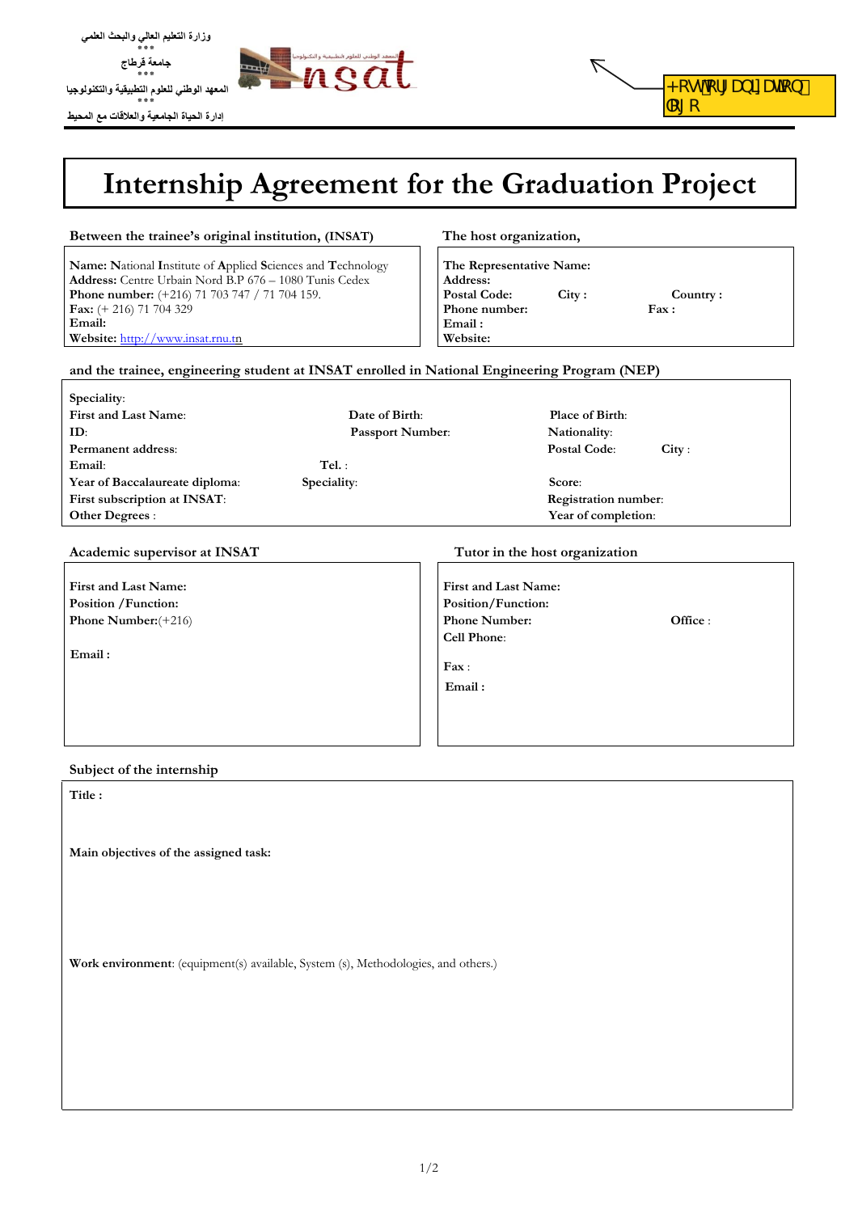وزارة التعليم العالي والبحث العلمي

\*\*\*

جامعة قرطاج

\*\*\*

المعهد الوطني للعلوم التطبيقية والتكنولوجيا

\*\*\*

إدارة الحياة الجامعية والعلاقات مع المحيط

+RVWRUJDQL]DWLRQ
ORJR

# Internship Agreement for the Graduation Project

**Between the trainee's original institution, (INSAT)**

**Name:** National Institute of Applied Sciences and Technology
**Address:** Centre Urbain Nord B.P 676 – 1080 Tunis Cedex
**Phone number:** (+216) 71 703 747 / 71 704 159.
**Fax:** (+ 216) 71 704 329
**Email:**
**Website:** http://www.insat.rnu.tn

**The host organization,**

**The Representative Name:**
**Address:**
**Postal Code:** **City :** **Country :**
**Phone number:** **Fax :**
**Email :**
**Website:**

**and the trainee, engineering student at INSAT enrolled in National Engineering Program (NEP)**

**Speciality:**
**First and Last Name:** **Date of Birth:** **Place of Birth:**
**ID:** **Passport Number:** **Nationality:**
**Permanent address:** **Postal Code:** **City :**
**Email:** **Tel. :**
**Year of Baccalaureate diploma:** **Speciality:** **Score:**
**First subscription at INSAT:** **Registration number:**
**Other Degrees :** **Year of completion:**

**Academic supervisor at INSAT**

**First and Last Name:**
**Position /Function:**
**Phone Number:**(+216)

**Email :**

**Tutor in the host organization**

**First and Last Name:**
**Position/Function:**
**Phone Number:** **Office :**
**Cell Phone:**

**Fax :**
**Email :**

**Subject of the internship**

**Title :**

**Main objectives of the assigned task:**

**Work environment:** (equipment(s) available, System (s), Methodologies, and others.)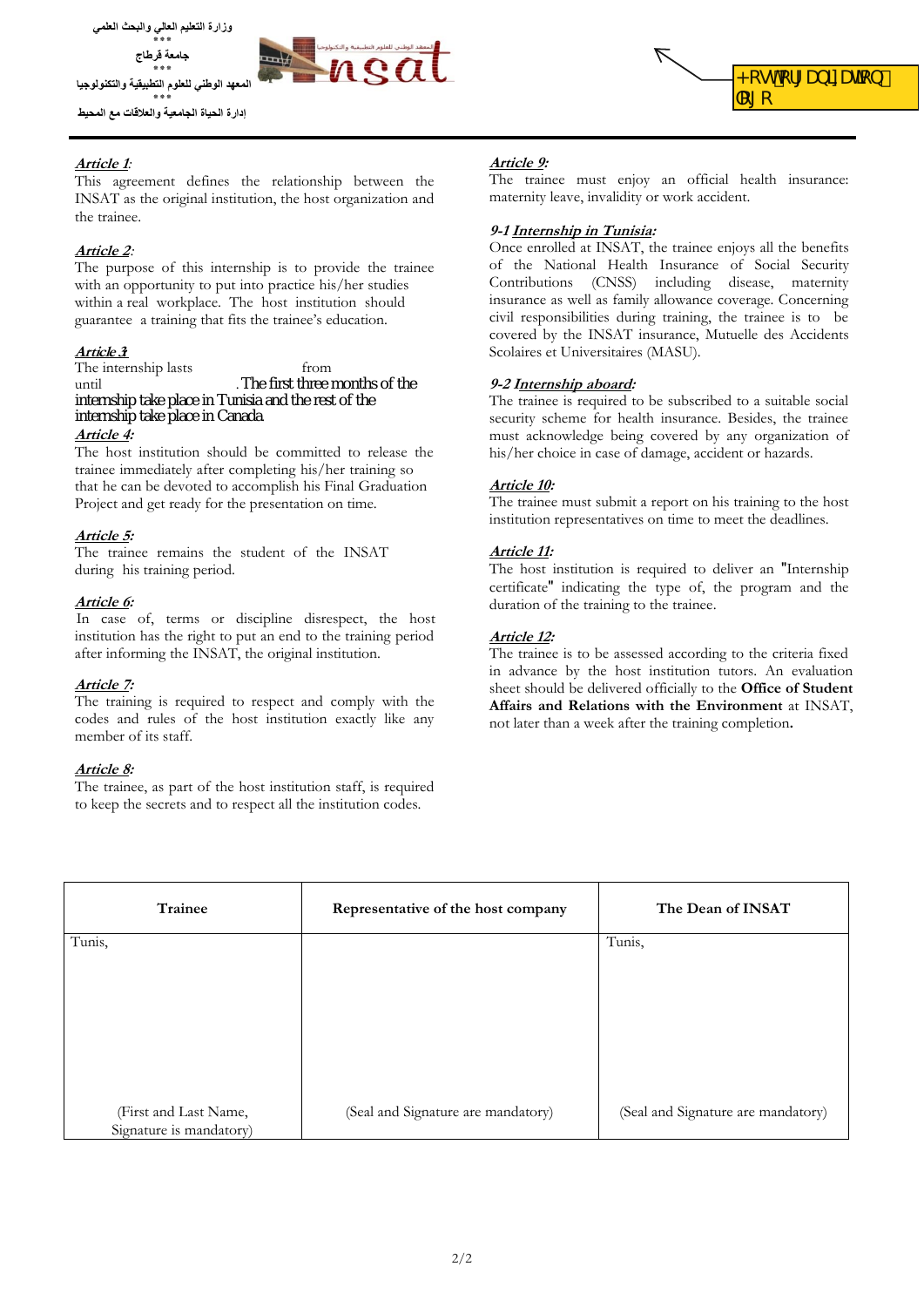وزارة التعليم العالي والبحث العلمي
\*\*\*
جامعة قرطاج
\*\*\*
المعهد الوطني للعلوم التطبيقية والتكنولوجيا
\*\*\*
إدارة الحياة الجامعية والعلاقات مع المحيط

***Article 1***:
This agreement defines the relationship between the INSAT as the original institution, the host organization and the trainee.

***Article 2***:
The purpose of this internship is to provide the trainee with an opportunity to put into practice his/her studies within a real workplace. The host institution should guarantee a training that fits the trainee's education.

***Article 3***
The internship lasts from until . The first three months of the internship take place in Tunisia and the rest of the internship take place in Canada

***Article 4:***
The host institution should be committed to release the trainee immediately after completing his/her training so that he can be devoted to accomplish his Final Graduation Project and get ready for the presentation on time.

***Article 5:***
The trainee remains the student of the INSAT during his training period.

***Article 6:***
In case of, terms or discipline disrespect, the host institution has the right to put an end to the training period after informing the INSAT, the original institution.

***Article 7:***
The training is required to respect and comply with the codes and rules of the host institution exactly like any member of its staff.

***Article 8:***
The trainee, as part of the host institution staff, is required to keep the secrets and to respect all the institution codes.

***Article 9:***
The trainee must enjoy an official health insurance: maternity leave, invalidity or work accident.

***9-1 Internship in Tunisia:***
Once enrolled at INSAT, the trainee enjoys all the benefits of the National Health Insurance of Social Security Contributions (CNSS) including disease, maternity insurance as well as family allowance coverage. Concerning civil responsibilities during training, the trainee is to be covered by the INSAT insurance, Mutuelle des Accidents Scolaires et Universitaires (MASU).

***9-2 Internship aboard:***
The trainee is required to be subscribed to a suitable social security scheme for health insurance. Besides, the trainee must acknowledge being covered by any organization of his/her choice in case of damage, accident or hazards.

***Article 10:***
The trainee must submit a report on his training to the host institution representatives on time to meet the deadlines.

***Article 11:***
The host institution is required to deliver an "Internship certificate" indicating the type of, the program and the duration of the training to the trainee.

***Article 12:***
The trainee is to be assessed according to the criteria fixed in advance by the host institution tutors. An evaluation sheet should be delivered officially to the **Office of Student Affairs and Relations with the Environment** at INSAT, not later than a week after the training completion**.**

| Trainee | Representative of the host company | The Dean of INSAT |
|---|---|---|
| Tunis,<br><br>(First and Last Name, Signature is mandatory) | (Seal and Signature are mandatory) | Tunis,<br><br>(Seal and Signature are mandatory) |